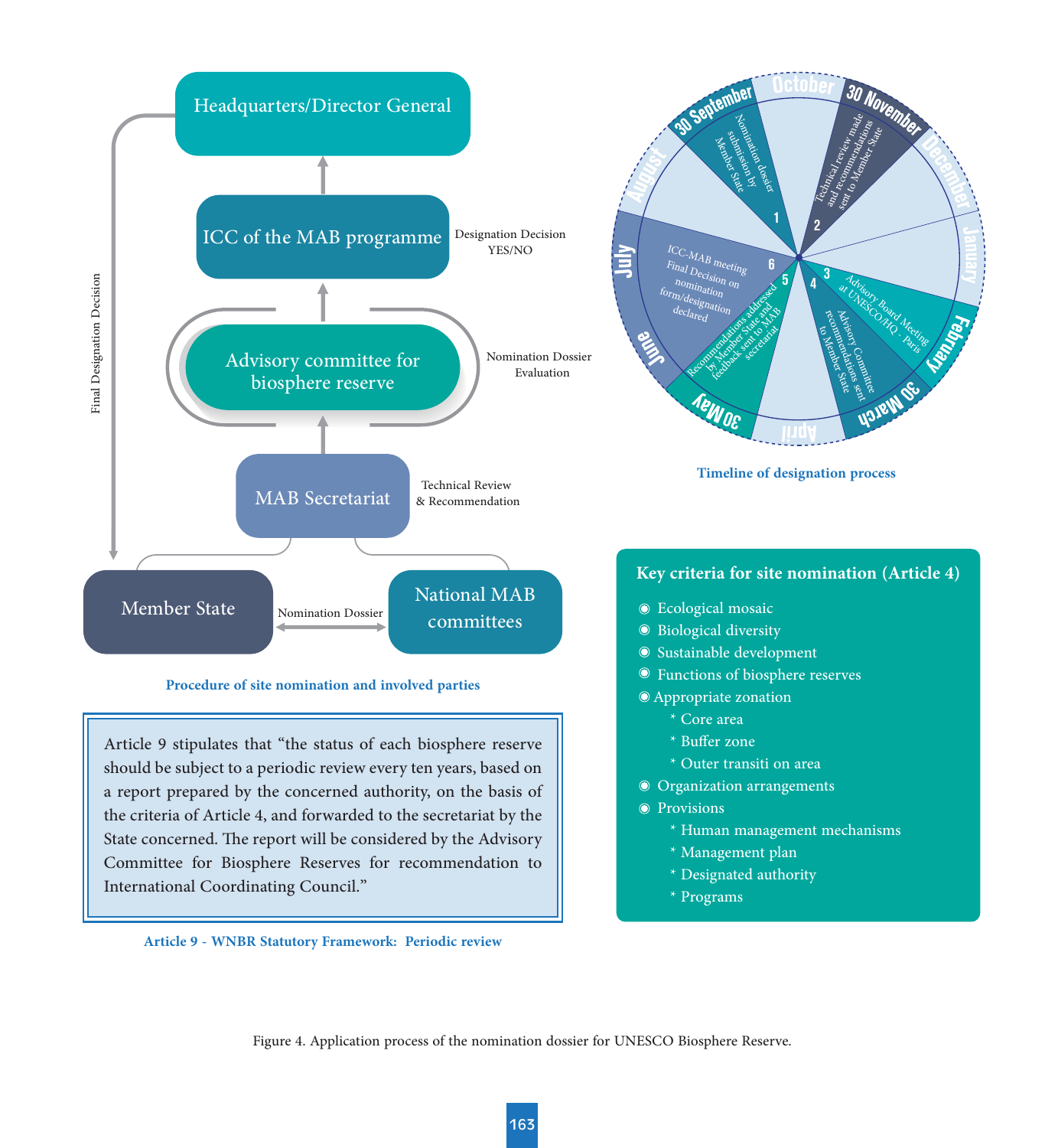Headquarters/Director General

ICC of the MAB programme — Designation Decision YES/NO

Advisory committee for biosphere reserve — Nomination Dossier Evaluation

MAB Secretariat — Technical Review & Recommendation

Member State — Nomination Dossier — National MAB committees

Final Designation Decision

**Procedure of site nomination and involved parties**

October | 30 November | December | January | February | 30 March | April | 30 May | June | July | August | 30 September

1. Nomination dossier submission by Member State
2. Technical review made and recommendations sent to Member State
3. Advisory Board Meeting at UNESCO/HQ - Paris
4. Advisory Committee recommendations sent to Member State
5. Recommendations addressed by Member State and feedback sent to MAB secretariat
6. ICC-MAB meeting Final Decision on nomination form/designation declared

**Timeline of designation process**

Article 9 stipulates that "the status of each biosphere reserve should be subject to a periodic review every ten years, based on a report prepared by the concerned authority, on the basis of the criteria of Article 4, and forwarded to the secretariat by the State concerned. The report will be considered by the Advisory Committee for Biosphere Reserves for recommendation to International Coordinating Council."

**Article 9 - WNBR Statutory Framework: Periodic review**

**Key criteria for site nomination (Article 4)**

- Ecological mosaic
- Biological diversity
- Sustainable development
- Functions of biosphere reserves
- Appropriate zonation
  - * Core area
  - * Buffer zone
  - * Outer transiti on area
- Organization arrangements
- Provisions
  - * Human management mechanisms
  - * Management plan
  - * Designated authority
  - * Programs

Figure 4. Application process of the nomination dossier for UNESCO Biosphere Reserve.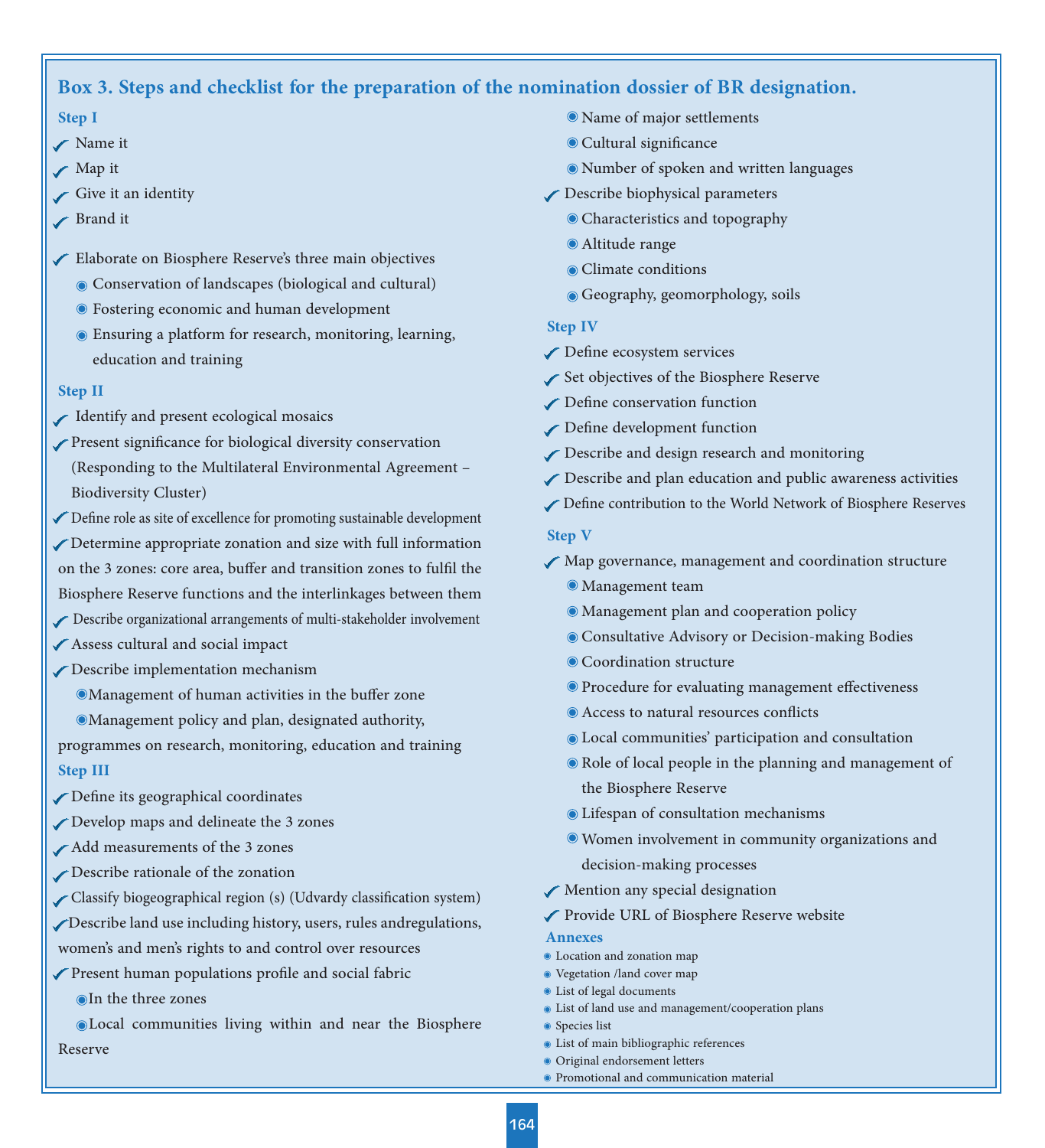## Box 3. Steps and checklist for the preparation of the nomination dossier of BR designation.

### Step I

- ✓ Name it
- ✓ Map it
- ✓ Give it an identity
- ✓ Brand it

- ✓ Elaborate on Biosphere Reserve's three main objectives
  - Conservation of landscapes (biological and cultural)
  - Fostering economic and human development
  - Ensuring a platform for research, monitoring, learning, education and training

### Step II

- ✓ Identify and present ecological mosaics
- ✓ Present significance for biological diversity conservation (Responding to the Multilateral Environmental Agreement – Biodiversity Cluster)
- ✓ Define role as site of excellence for promoting sustainable development
- ✓ Determine appropriate zonation and size with full information on the 3 zones: core area, buffer and transition zones to fulfil the Biosphere Reserve functions and the interlinkages between them
- ✓ Describe organizational arrangements of multi-stakeholder involvement
- ✓ Assess cultural and social impact
- ✓ Describe implementation mechanism
  - Management of human activities in the buffer zone
  - Management policy and plan, designated authority, programmes on research, monitoring, education and training

### Step III

- ✓ Define its geographical coordinates
- ✓ Develop maps and delineate the 3 zones
- ✓ Add measurements of the 3 zones
- ✓ Describe rationale of the zonation
- ✓ Classify biogeographical region (s) (Udvardy classification system)
- ✓ Describe land use including history, users, rules andregulations, women's and men's rights to and control over resources
- ✓ Present human populations profile and social fabric
  - In the three zones
  - Local communities living within and near the Biosphere Reserve
  - Name of major settlements
  - Cultural significance
  - Number of spoken and written languages
- ✓ Describe biophysical parameters
  - Characteristics and topography
  - Altitude range
  - Climate conditions
  - Geography, geomorphology, soils

### Step IV

- ✓ Define ecosystem services
- ✓ Set objectives of the Biosphere Reserve
- ✓ Define conservation function
- ✓ Define development function
- ✓ Describe and design research and monitoring
- ✓ Describe and plan education and public awareness activities
- ✓ Define contribution to the World Network of Biosphere Reserves

### Step V

- ✓ Map governance, management and coordination structure
  - Management team
  - Management plan and cooperation policy
  - Consultative Advisory or Decision-making Bodies
  - Coordination structure
  - Procedure for evaluating management effectiveness
  - Access to natural resources conflicts
  - Local communities' participation and consultation
  - Role of local people in the planning and management of the Biosphere Reserve
  - Lifespan of consultation mechanisms
  - Women involvement in community organizations and decision-making processes
- ✓ Mention any special designation
- ✓ Provide URL of Biosphere Reserve website

### Annexes

- Location and zonation map
- Vegetation /land cover map
- List of legal documents
- List of land use and management/cooperation plans
- Species list
- List of main bibliographic references
- Original endorsement letters
- Promotional and communication material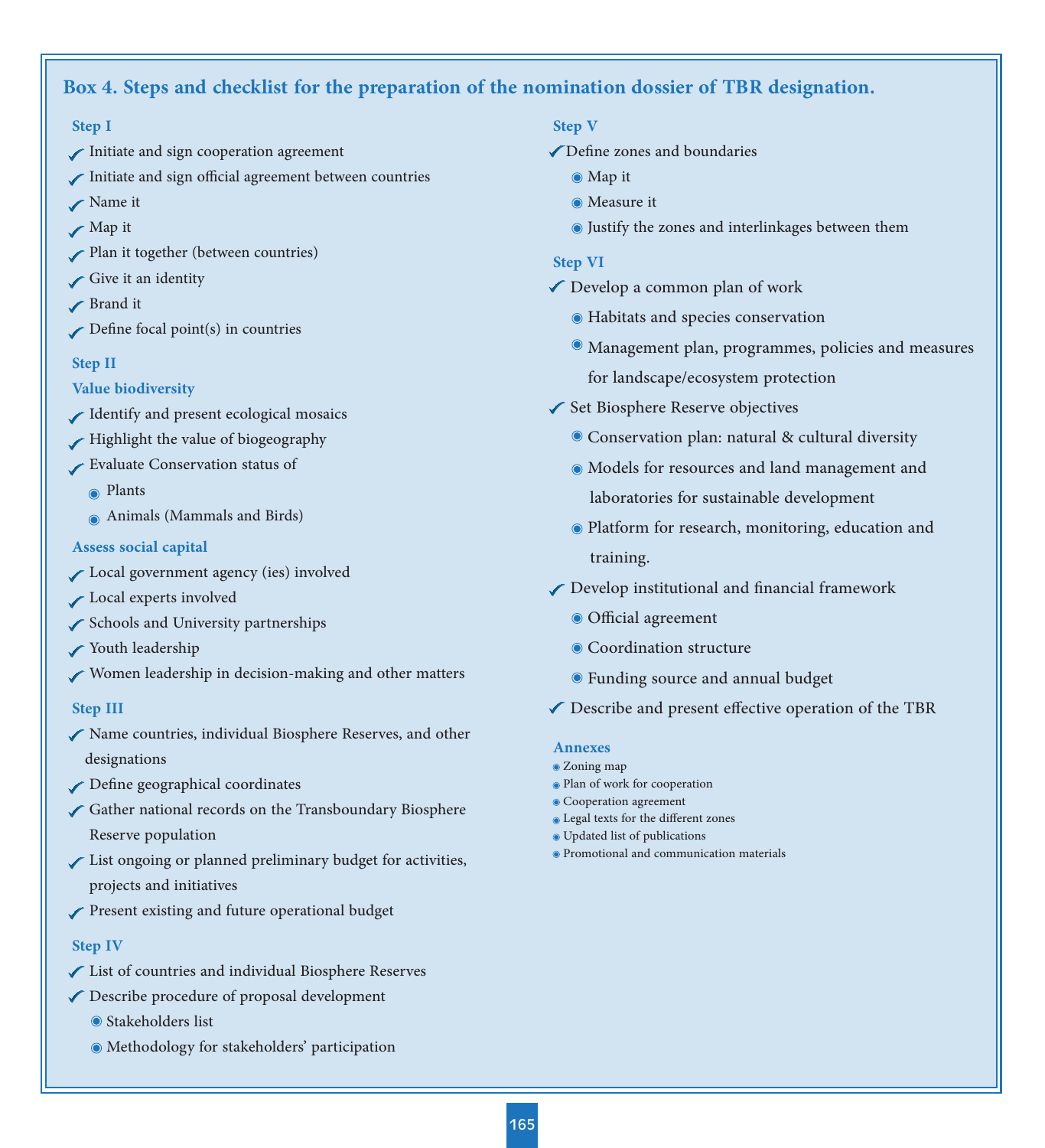## Box 4. Steps and checklist for the preparation of the nomination dossier of TBR designation.

### Step I

- ✓ Initiate and sign cooperation agreement
- ✓ Initiate and sign official agreement between countries
- ✓ Name it
- ✓ Map it
- ✓ Plan it together (between countries)
- ✓ Give it an identity
- ✓ Brand it
- ✓ Define focal point(s) in countries

### Step II

**Value biodiversity**

- ✓ Identify and present ecological mosaics
- ✓ Highlight the value of biogeography
- ✓ Evaluate Conservation status of
  - Plants
  - Animals (Mammals and Birds)

**Assess social capital**

- ✓ Local government agency (ies) involved
- ✓ Local experts involved
- ✓ Schools and University partnerships
- ✓ Youth leadership
- ✓ Women leadership in decision-making and other matters

### Step III

- ✓ Name countries, individual Biosphere Reserves, and other designations
- ✓ Define geographical coordinates
- ✓ Gather national records on the Transboundary Biosphere Reserve population
- ✓ List ongoing or planned preliminary budget for activities, projects and initiatives
- ✓ Present existing and future operational budget

### Step IV

- ✓ List of countries and individual Biosphere Reserves
- ✓ Describe procedure of proposal development
  - Stakeholders list
  - Methodology for stakeholders' participation

### Step V

- ✓ Define zones and boundaries
  - Map it
  - Measure it
  - Justify the zones and interlinkages between them

### Step VI

- ✓ Develop a common plan of work
  - Habitats and species conservation
  - Management plan, programmes, policies and measures for landscape/ecosystem protection
- ✓ Set Biosphere Reserve objectives
  - Conservation plan: natural & cultural diversity
  - Models for resources and land management and laboratories for sustainable development
  - Platform for research, monitoring, education and training.
- ✓ Develop institutional and financial framework
  - Official agreement
  - Coordination structure
  - Funding source and annual budget
- ✓ Describe and present effective operation of the TBR

### Annexes

- Zoning map
- Plan of work for cooperation
- Cooperation agreement
- Legal texts for the different zones
- Updated list of publications
- Promotional and communication materials